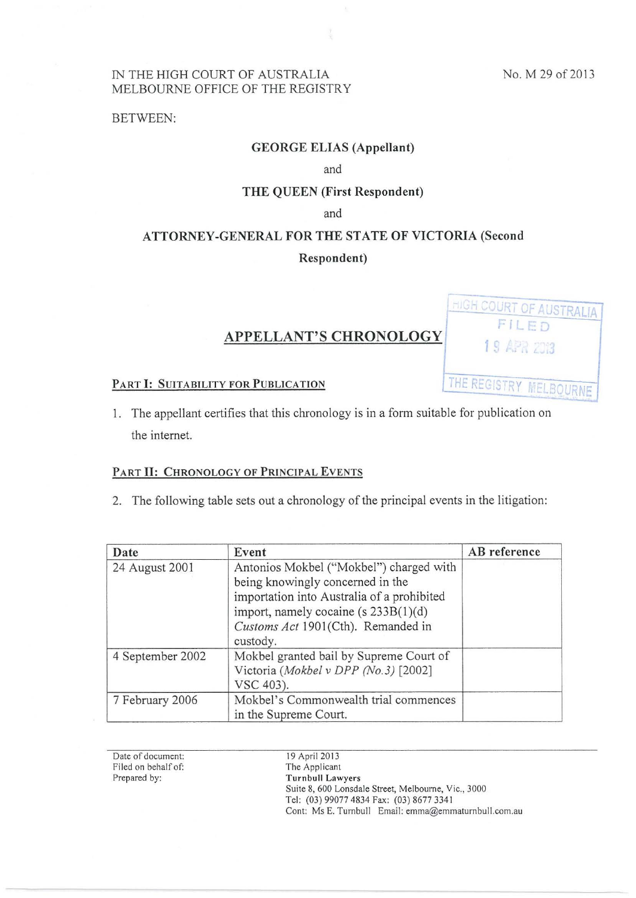IN THE HIGH COURT OF AUSTRALIA
MELBOURNE OFFICE OF THE REGISTRY

No. M 29 of 2013

BETWEEN:

**GEORGE ELIAS (Appellant)**

and

**THE QUEEN (First Respondent)**

and

**ATTORNEY-GENERAL FOR THE STATE OF VICTORIA (Second Respondent)**

HIGH COURT OF AUSTRALIA
FILED
19 APR 2013
THE REGISTRY MELBOURNE

# APPELLANT'S CHRONOLOGY

## PART I: SUITABILITY FOR PUBLICATION

1. The appellant certifies that this chronology is in a form suitable for publication on the internet.

## PART II: CHRONOLOGY OF PRINCIPAL EVENTS

2. The following table sets out a chronology of the principal events in the litigation:

| Date | Event | AB reference |
|---|---|---|
| 24 August 2001 | Antonios Mokbel ("Mokbel") charged with being knowingly concerned in the importation into Australia of a prohibited import, namely cocaine (s 233B(1)(d) *Customs Act* 1901(Cth). Remanded in custody. | |
| 4 September 2002 | Mokbel granted bail by Supreme Court of Victoria (*Mokbel v DPP (No.3)* [2002] VSC 403). | |
| 7 February 2006 | Mokbel's Commonwealth trial commences in the Supreme Court. | |

Date of document: 19 April 2013
Filed on behalf of: The Applicant
Prepared by: **Turnbull Lawyers**
Suite 8, 600 Lonsdale Street, Melbourne, Vic., 3000
Tel: (03) 99077 4834 Fax: (03) 8677 3341
Cont: Ms E. Turnbull Email: emma@emmaturnbull.com.au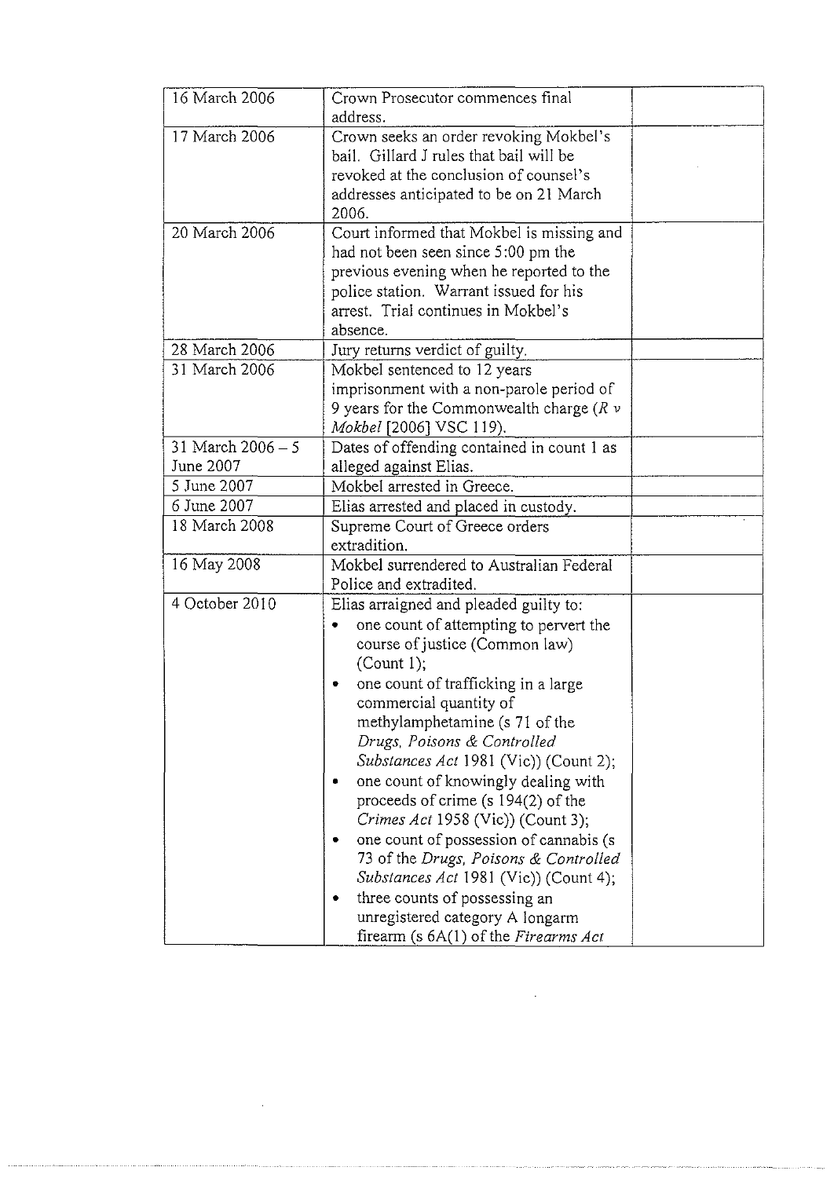| | | |
|---|---|---|
| 16 March 2006 | Crown Prosecutor commences final address. | |
| 17 March 2006 | Crown seeks an order revoking Mokbel's bail. Gillard J rules that bail will be revoked at the conclusion of counsel's addresses anticipated to be on 21 March 2006. | |
| 20 March 2006 | Court informed that Mokbel is missing and had not been seen since 5:00 pm the previous evening when he reported to the police station. Warrant issued for his arrest. Trial continues in Mokbel's absence. | |
| 28 March 2006 | Jury returns verdict of guilty. | |
| 31 March 2006 | Mokbel sentenced to 12 years imprisonment with a non-parole period of 9 years for the Commonwealth charge (*R v Mokbel* [2006] VSC 119). | |
| 31 March 2006 – 5 June 2007 | Dates of offending contained in count 1 as alleged against Elias. | |
| 5 June 2007 | Mokbel arrested in Greece. | |
| 6 June 2007 | Elias arrested and placed in custody. | |
| 18 March 2008 | Supreme Court of Greece orders extradition. | |
| 16 May 2008 | Mokbel surrendered to Australian Federal Police and extradited. | |
| 4 October 2010 | Elias arraigned and pleaded guilty to:<br>• one count of attempting to pervert the course of justice (Common law) (Count 1);<br>• one count of trafficking in a large commercial quantity of methylamphetamine (s 71 of the *Drugs, Poisons & Controlled Substances Act* 1981 (Vic)) (Count 2);<br>• one count of knowingly dealing with proceeds of crime (s 194(2) of the *Crimes Act* 1958 (Vic)) (Count 3);<br>• one count of possession of cannabis (s 73 of the *Drugs, Poisons & Controlled Substances Act* 1981 (Vic)) (Count 4);<br>• three counts of possessing an unregistered category A longarm firearm (s 6A(1) of the *Firearms Act* | |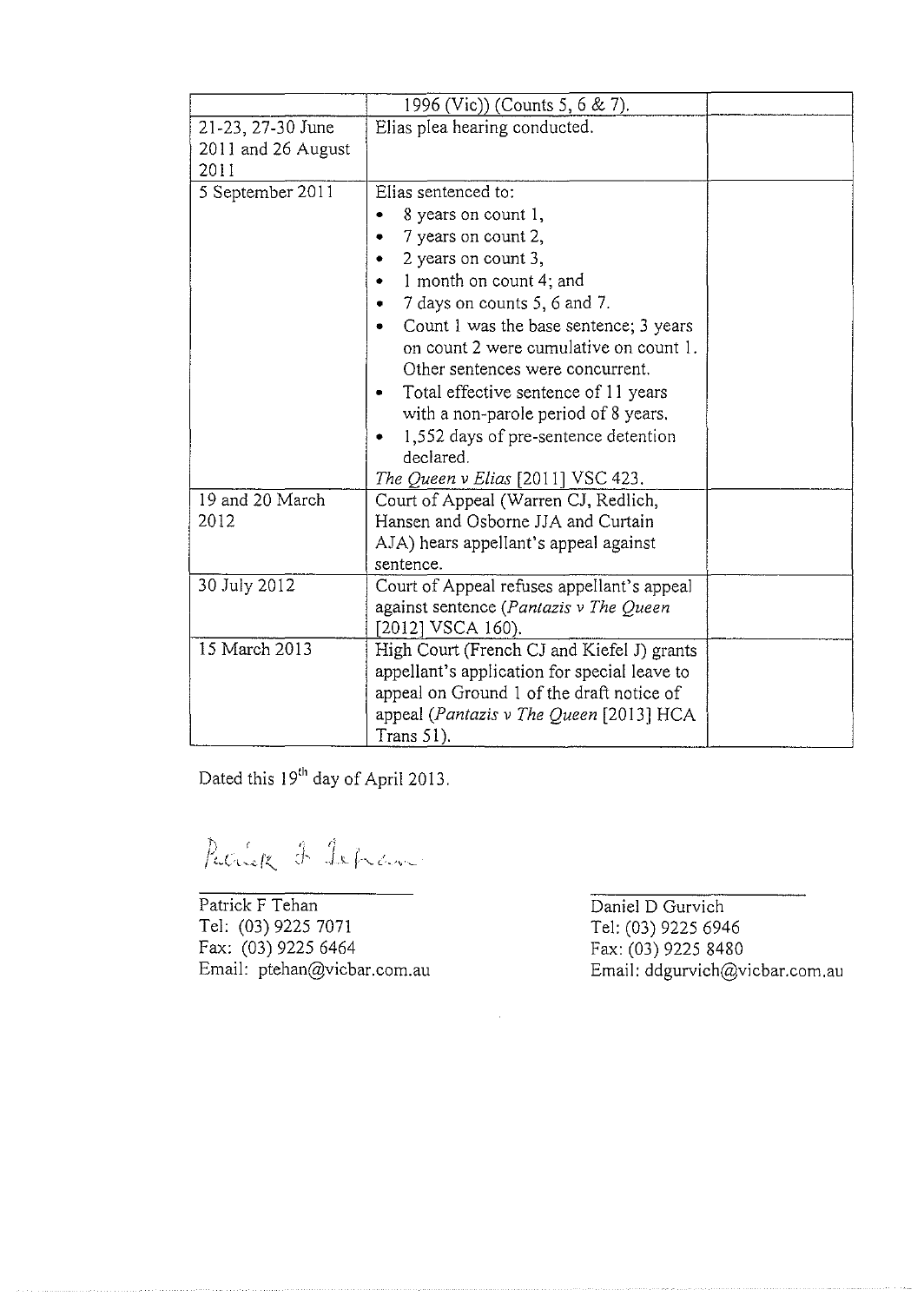| | | |
|---|---|---|
| | 1996 (Vic)) (Counts 5, 6 & 7). | |
| 21-23, 27-30 June 2011 and 26 August 2011 | Elias plea hearing conducted. | |
| 5 September 2011 | Elias sentenced to:<br>• 8 years on count 1,<br>• 7 years on count 2,<br>• 2 years on count 3,<br>• 1 month on count 4; and<br>• 7 days on counts 5, 6 and 7.<br>• Count 1 was the base sentence; 3 years on count 2 were cumulative on count 1. Other sentences were concurrent.<br>• Total effective sentence of 11 years with a non-parole period of 8 years.<br>• 1,552 days of pre-sentence detention declared.<br>*The Queen v Elias* [2011] VSC 423. | |
| 19 and 20 March 2012 | Court of Appeal (Warren CJ, Redlich, Hansen and Osborne JJA and Curtain AJA) hears appellant's appeal against sentence. | |
| 30 July 2012 | Court of Appeal refuses appellant's appeal against sentence (*Pantazis v The Queen* [2012] VSCA 160). | |
| 15 March 2013 | High Court (French CJ and Kiefel J) grants appellant's application for special leave to appeal on Ground 1 of the draft notice of appeal (*Pantazis v The Queen* [2013] HCA Trans 51). | |

Dated this 19th day of April 2013.

Patrick F Tehan
Tel: (03) 9225 7071
Fax: (03) 9225 6464
Email: ptehan@vicbar.com.au

Daniel D Gurvich
Tel: (03) 9225 6946
Fax: (03) 9225 8480
Email: ddgurvich@vicbar.com.au